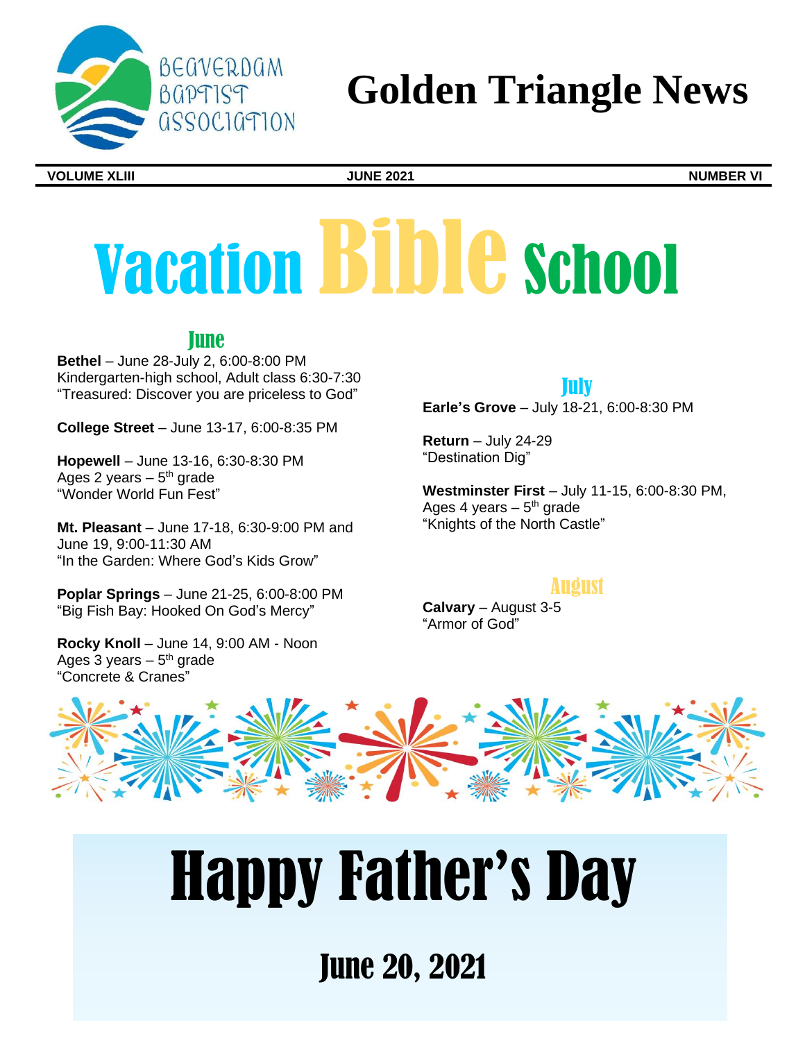# Golden Triangle News

Beaverdam Baptist Association

**VOLUME XLIII** | **JUNE 2021** | **NUMBER VI**

# Vacation Bible School

## June

**Bethel** – June 28-July 2, 6:00-8:00 PM
Kindergarten-high school, Adult class 6:30-7:30
"Treasured: Discover you are priceless to God"

**College Street** – June 13-17, 6:00-8:35 PM

**Hopewell** – June 13-16, 6:30-8:30 PM
Ages 2 years – 5th grade
"Wonder World Fun Fest"

**Mt. Pleasant** – June 17-18, 6:30-9:00 PM and June 19, 9:00-11:30 AM
"In the Garden: Where God's Kids Grow"

**Poplar Springs** – June 21-25, 6:00-8:00 PM
"Big Fish Bay: Hooked On God's Mercy"

**Rocky Knoll** – June 14, 9:00 AM - Noon
Ages 3 years – 5th grade
"Concrete & Cranes"

## July

**Earle's Grove** – July 18-21, 6:00-8:30 PM

**Return** – July 24-29
"Destination Dig"

**Westminster First** – July 11-15, 6:00-8:30 PM,
Ages 4 years – 5th grade
"Knights of the North Castle"

## August

**Calvary** – August 3-5
"Armor of God"

# Happy Father's Day

## June 20, 2021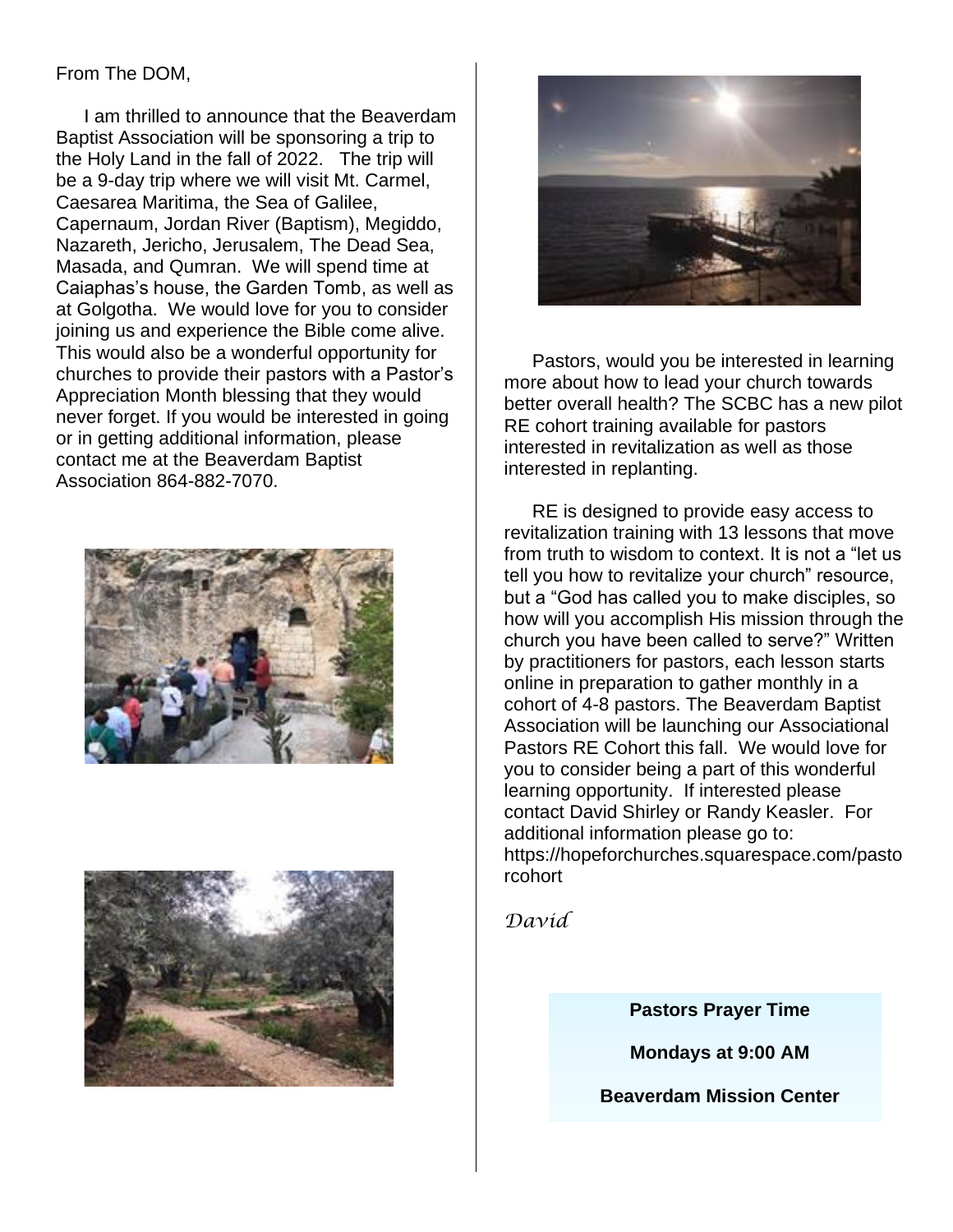From The DOM,

I am thrilled to announce that the Beaverdam Baptist Association will be sponsoring a trip to the Holy Land in the fall of 2022. The trip will be a 9-day trip where we will visit Mt. Carmel, Caesarea Maritima, the Sea of Galilee, Capernaum, Jordan River (Baptism), Megiddo, Nazareth, Jericho, Jerusalem, The Dead Sea, Masada, and Qumran. We will spend time at Caiaphas's house, the Garden Tomb, as well as at Golgotha. We would love for you to consider joining us and experience the Bible come alive. This would also be a wonderful opportunity for churches to provide their pastors with a Pastor's Appreciation Month blessing that they would never forget. If you would be interested in going or in getting additional information, please contact me at the Beaverdam Baptist Association 864-882-7070.

Pastors, would you be interested in learning more about how to lead your church towards better overall health? The SCBC has a new pilot RE cohort training available for pastors interested in revitalization as well as those interested in replanting.

RE is designed to provide easy access to revitalization training with 13 lessons that move from truth to wisdom to context. It is not a "let us tell you how to revitalize your church" resource, but a "God has called you to make disciples, so how will you accomplish His mission through the church you have been called to serve?" Written by practitioners for pastors, each lesson starts online in preparation to gather monthly in a cohort of 4-8 pastors. The Beaverdam Baptist Association will be launching our Associational Pastors RE Cohort this fall. We would love for you to consider being a part of this wonderful learning opportunity. If interested please contact David Shirley or Randy Keasler. For additional information please go to: https://hopeforchurches.squarespace.com/pastorcohort

*David*

**Pastors Prayer Time**

**Mondays at 9:00 AM**

**Beaverdam Mission Center**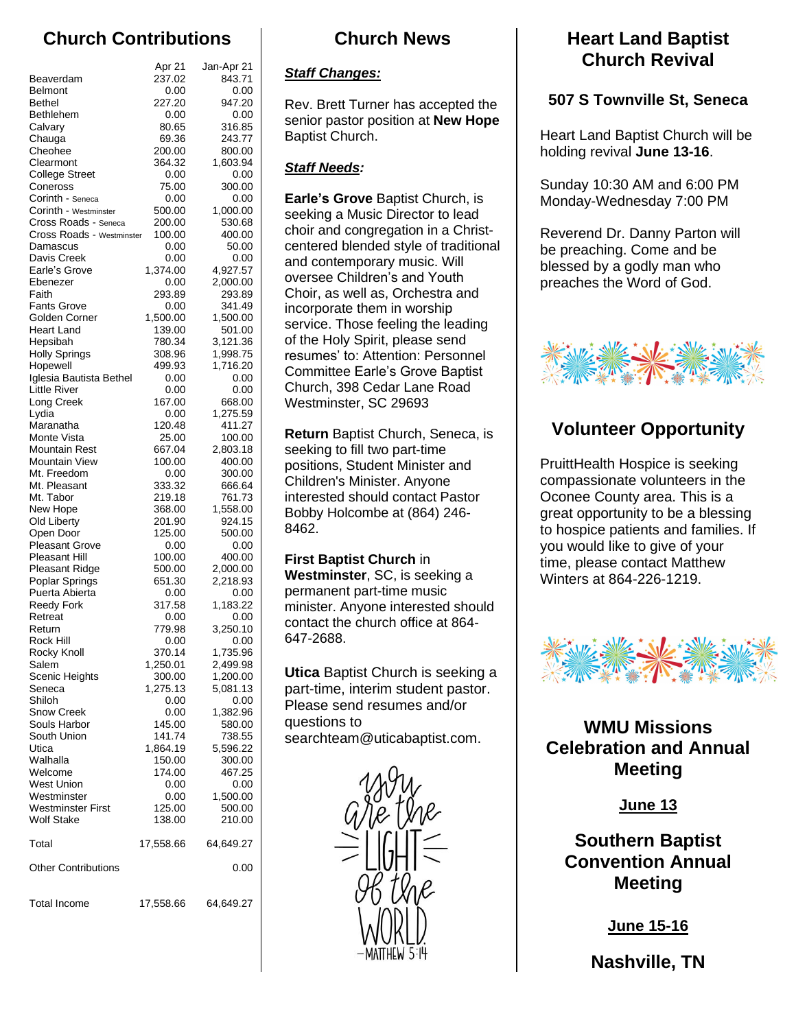## Church Contributions

| | Apr 21 | Jan-Apr 21 |
|---|---|---|
| Beaverdam | 237.02 | 843.71 |
| Belmont | 0.00 | 0.00 |
| Bethel | 227.20 | 947.20 |
| Bethlehem | 0.00 | 0.00 |
| Calvary | 80.65 | 316.85 |
| Chauga | 69.36 | 243.77 |
| Cheohee | 200.00 | 800.00 |
| Clearmont | 364.32 | 1,603.94 |
| College Street | 0.00 | 0.00 |
| Coneross | 75.00 | 300.00 |
| Corinth - Seneca | 0.00 | 0.00 |
| Corinth - Westminster | 500.00 | 1,000.00 |
| Cross Roads - Seneca | 200.00 | 530.68 |
| Cross Roads - Westminster | 100.00 | 400.00 |
| Damascus | 0.00 | 50.00 |
| Davis Creek | 0.00 | 0.00 |
| Earle's Grove | 1,374.00 | 4,927.57 |
| Ebenezer | 0.00 | 2,000.00 |
| Faith | 293.89 | 293.89 |
| Fants Grove | 0.00 | 341.49 |
| Golden Corner | 1,500.00 | 1,500.00 |
| Heart Land | 139.00 | 501.00 |
| Hepsibah | 780.34 | 3,121.36 |
| Holly Springs | 308.96 | 1,998.75 |
| Hopewell | 499.93 | 1,716.20 |
| Iglesia Bautista Bethel | 0.00 | 0.00 |
| Little River | 0.00 | 0.00 |
| Long Creek | 167.00 | 668.00 |
| Lydia | 0.00 | 1,275.59 |
| Maranatha | 120.48 | 411.27 |
| Monte Vista | 25.00 | 100.00 |
| Mountain Rest | 667.04 | 2,803.18 |
| Mountain View | 100.00 | 400.00 |
| Mt. Freedom | 0.00 | 300.00 |
| Mt. Pleasant | 333.32 | 666.64 |
| Mt. Tabor | 219.18 | 761.73 |
| New Hope | 368.00 | 1,558.00 |
| Old Liberty | 201.90 | 924.15 |
| Open Door | 125.00 | 500.00 |
| Pleasant Grove | 0.00 | 0.00 |
| Pleasant Hill | 100.00 | 400.00 |
| Pleasant Ridge | 500.00 | 2,000.00 |
| Poplar Springs | 651.30 | 2,218.93 |
| Puerta Abierta | 0.00 | 0.00 |
| Reedy Fork | 317.58 | 1,183.22 |
| Retreat | 0.00 | 0.00 |
| Return | 779.98 | 3,250.10 |
| Rock Hill | 0.00 | 0.00 |
| Rocky Knoll | 370.14 | 1,735.96 |
| Salem | 1,250.01 | 2,499.98 |
| Scenic Heights | 300.00 | 1,200.00 |
| Seneca | 1,275.13 | 5,081.13 |
| Shiloh | 0.00 | 0.00 |
| Snow Creek | 0.00 | 1,382.96 |
| Souls Harbor | 145.00 | 580.00 |
| South Union | 141.74 | 738.55 |
| Utica | 1,864.19 | 5,596.22 |
| Walhalla | 150.00 | 300.00 |
| Welcome | 174.00 | 467.25 |
| West Union | 0.00 | 0.00 |
| Westminster | 0.00 | 1,500.00 |
| Westminster First | 125.00 | 500.00 |
| Wolf Stake | 138.00 | 210.00 |
| Total | 17,558.66 | 64,649.27 |
| Other Contributions | | 0.00 |
| Total Income | 17,558.66 | 64,649.27 |

## Church News

***Staff Changes:***

Rev. Brett Turner has accepted the senior pastor position at **New Hope** Baptist Church.

***Staff Needs:***

**Earle's Grove** Baptist Church, is seeking a Music Director to lead choir and congregation in a Christ-centered blended style of traditional and contemporary music. Will oversee Children's and Youth Choir, as well as, Orchestra and incorporate them in worship service. Those feeling the leading of the Holy Spirit, please send resumes' to: Attention: Personnel Committee Earle's Grove Baptist Church, 398 Cedar Lane Road Westminster, SC 29693

**Return** Baptist Church, Seneca, is seeking to fill two part-time positions, Student Minister and Children's Minister. Anyone interested should contact Pastor Bobby Holcombe at (864) 246-8462.

**First Baptist Church** in **Westminster**, SC, is seeking a permanent part-time music minister. Anyone interested should contact the church office at 864-647-2688.

**Utica** Baptist Church is seeking a part-time, interim student pastor. Please send resumes and/or questions to searchteam@uticabaptist.com.

You are the LIGHT of the WORLD
—MATTHEW 5:14

## Heart Land Baptist Church Revival

### 507 S Townville St, Seneca

Heart Land Baptist Church will be holding revival **June 13-16**.

Sunday 10:30 AM and 6:00 PM
Monday-Wednesday 7:00 PM

Reverend Dr. Danny Parton will be preaching. Come and be blessed by a godly man who preaches the Word of God.

## Volunteer Opportunity

PruittHealth Hospice is seeking compassionate volunteers in the Oconee County area. This is a great opportunity to be a blessing to hospice patients and families. If you would like to give of your time, please contact Matthew Winters at 864-226-1219.

## WMU Missions Celebration and Annual Meeting

**June 13**

## Southern Baptist Convention Annual Meeting

**June 15-16**

**Nashville, TN**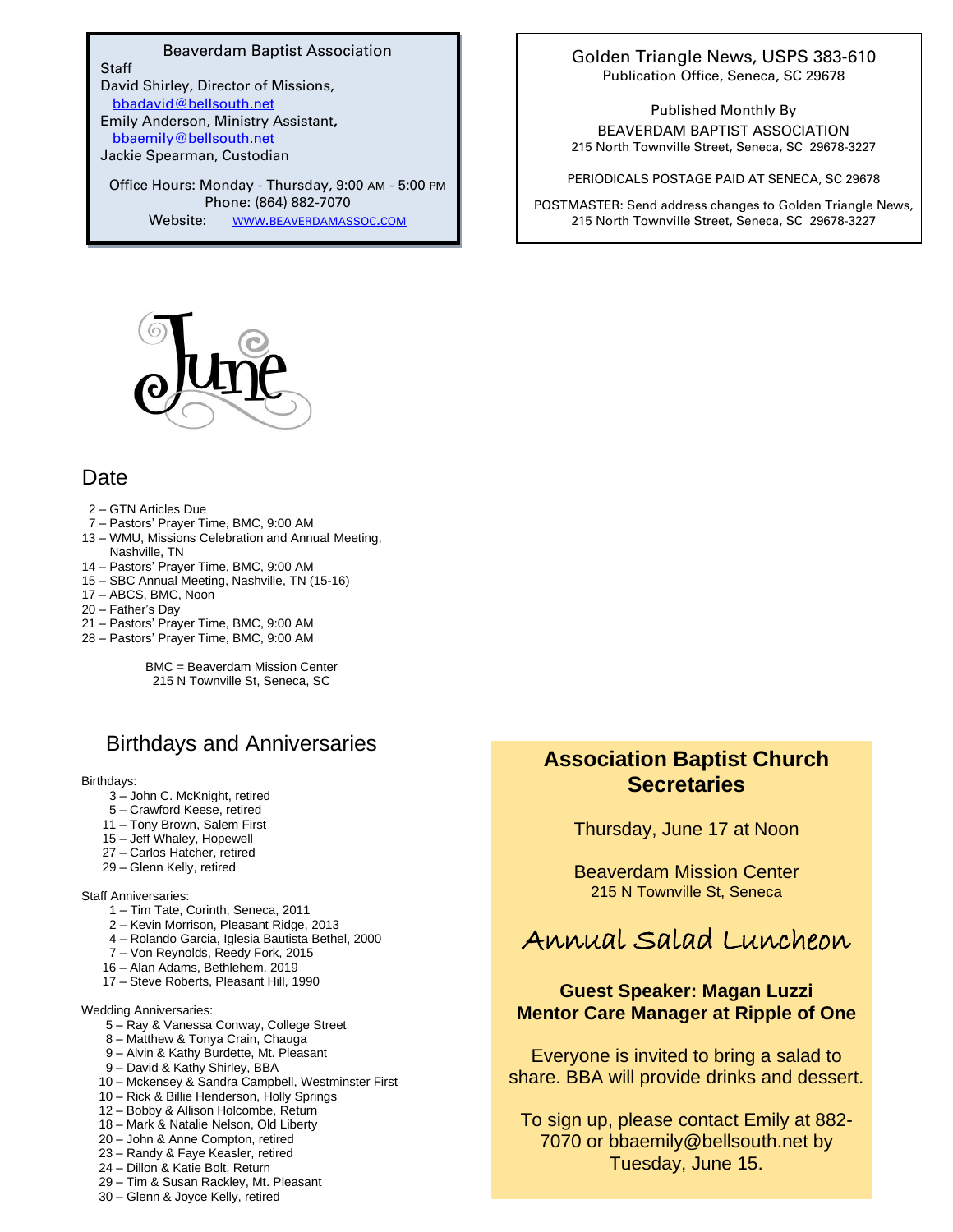Beaverdam Baptist Association

Staff

David Shirley, Director of Missions, bbadavid@bellsouth.net

Emily Anderson, Ministry Assistant, bbaemily@bellsouth.net

Jackie Spearman, Custodian

Office Hours: Monday - Thursday, 9:00 AM - 5:00 PM

Phone: (864) 882-7070

Website: WWW.BEAVERDAMASSOC.COM

Golden Triangle News, USPS 383-610

Publication Office, Seneca, SC 29678

Published Monthly By

BEAVERDAM BAPTIST ASSOCIATION

215 North Townville Street, Seneca, SC 29678-3227

PERIODICALS POSTAGE PAID AT SENECA, SC 29678

POSTMASTER: Send address changes to Golden Triangle News, 215 North Townville Street, Seneca, SC 29678-3227

# June

## Date

- 2 – GTN Articles Due
- 7 – Pastors' Prayer Time, BMC, 9:00 AM
- 13 – WMU, Missions Celebration and Annual Meeting, Nashville, TN
- 14 – Pastors' Prayer Time, BMC, 9:00 AM
- 15 – SBC Annual Meeting, Nashville, TN (15-16)
- 17 – ABCS, BMC, Noon
- 20 – Father's Day
- 21 – Pastors' Prayer Time, BMC, 9:00 AM
- 28 – Pastors' Prayer Time, BMC, 9:00 AM

BMC = Beaverdam Mission Center
215 N Townville St, Seneca, SC

## Birthdays and Anniversaries

Birthdays:

- 3 – John C. McKnight, retired
- 5 – Crawford Keese, retired
- 11 – Tony Brown, Salem First
- 15 – Jeff Whaley, Hopewell
- 27 – Carlos Hatcher, retired
- 29 – Glenn Kelly, retired

Staff Anniversaries:

- 1 – Tim Tate, Corinth, Seneca, 2011
- 2 – Kevin Morrison, Pleasant Ridge, 2013
- 4 – Rolando Garcia, Iglesia Bautista Bethel, 2000
- 7 – Von Reynolds, Reedy Fork, 2015
- 16 – Alan Adams, Bethlehem, 2019
- 17 – Steve Roberts, Pleasant Hill, 1990

Wedding Anniversaries:

- 5 – Ray & Vanessa Conway, College Street
- 8 – Matthew & Tonya Crain, Chauga
- 9 – Alvin & Kathy Burdette, Mt. Pleasant
- 9 – David & Kathy Shirley, BBA
- 10 – Mckensey & Sandra Campbell, Westminster First
- 10 – Rick & Billie Henderson, Holly Springs
- 12 – Bobby & Allison Holcombe, Return
- 18 – Mark & Natalie Nelson, Old Liberty
- 20 – John & Anne Compton, retired
- 23 – Randy & Faye Keasler, retired
- 24 – Dillon & Katie Bolt, Return
- 29 – Tim & Susan Rackley, Mt. Pleasant
- 30 – Glenn & Joyce Kelly, retired

## Association Baptist Church Secretaries

Thursday, June 17 at Noon

Beaverdam Mission Center
215 N Townville St, Seneca

## Annual Salad Luncheon

**Guest Speaker: Magan Luzzi**
**Mentor Care Manager at Ripple of One**

Everyone is invited to bring a salad to share. BBA will provide drinks and dessert.

To sign up, please contact Emily at 882-7070 or bbaemily@bellsouth.net by Tuesday, June 15.